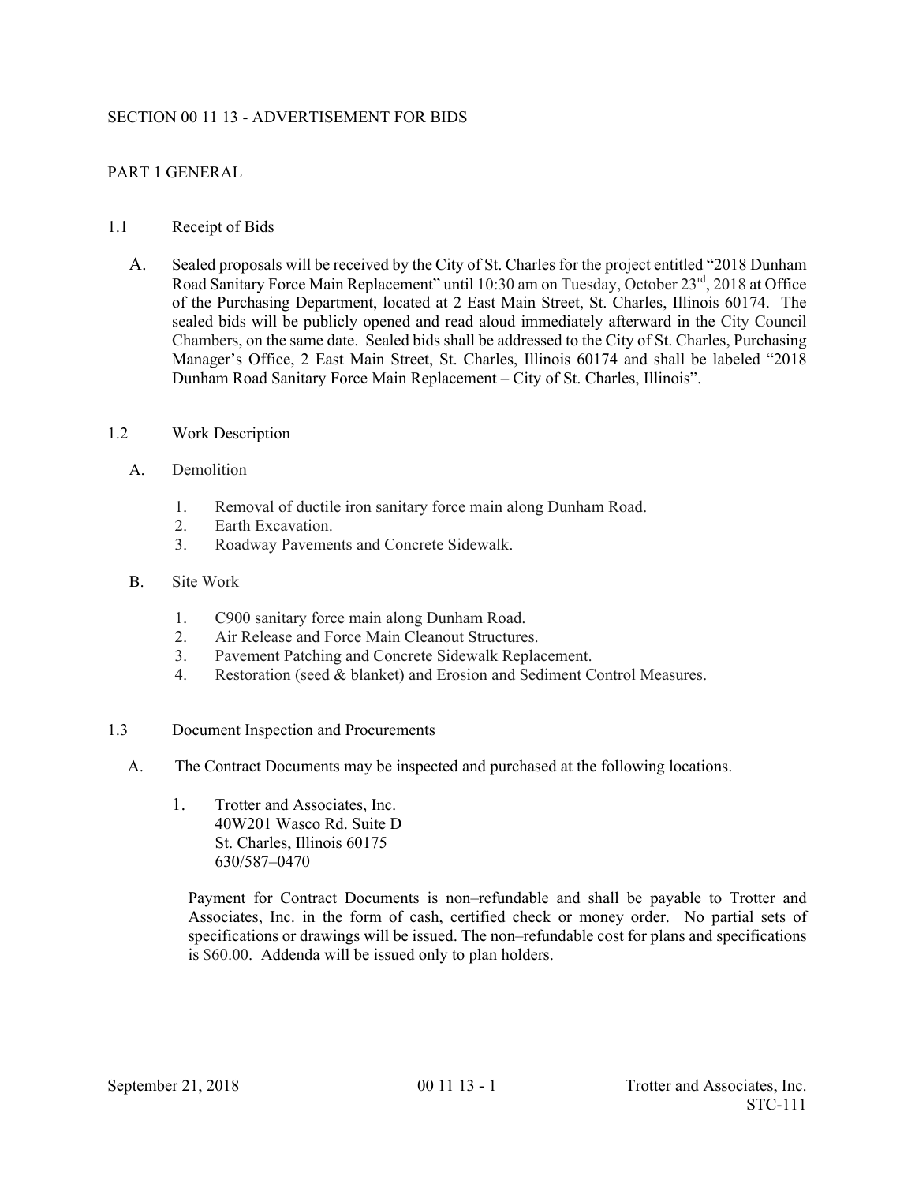# SECTION 00 11 13 - ADVERTISEMENT FOR BIDS

## PART 1 GENERAL

### 1.1 Receipt of Bids

A. Sealed proposals will be received by the City of St. Charles for the project entitled "2018 Dunham Road Sanitary Force Main Replacement" until 10:30 am on Tuesday, October 23rd, 2018 at Office of the Purchasing Department, located at 2 East Main Street, St. Charles, Illinois 60174. The sealed bids will be publicly opened and read aloud immediately afterward in the City Council Chambers, on the same date. Sealed bids shall be addressed to the City of St. Charles, Purchasing Manager's Office, 2 East Main Street, St. Charles, Illinois 60174 and shall be labeled "2018 Dunham Road Sanitary Force Main Replacement – City of St. Charles, Illinois".

### 1.2 Work Description

A. Demolition

1. Removal of ductile iron sanitary force main along Dunham Road.
2. Earth Excavation.
3. Roadway Pavements and Concrete Sidewalk.

B. Site Work

1. C900 sanitary force main along Dunham Road.
2. Air Release and Force Main Cleanout Structures.
3. Pavement Patching and Concrete Sidewalk Replacement.
4. Restoration (seed & blanket) and Erosion and Sediment Control Measures.

### 1.3 Document Inspection and Procurements

A. The Contract Documents may be inspected and purchased at the following locations.

1. Trotter and Associates, Inc.
   40W201 Wasco Rd. Suite D
   St. Charles, Illinois 60175
   630/587–0470

Payment for Contract Documents is non–refundable and shall be payable to Trotter and Associates, Inc. in the form of cash, certified check or money order. No partial sets of specifications or drawings will be issued. The non–refundable cost for plans and specifications is $60.00. Addenda will be issued only to plan holders.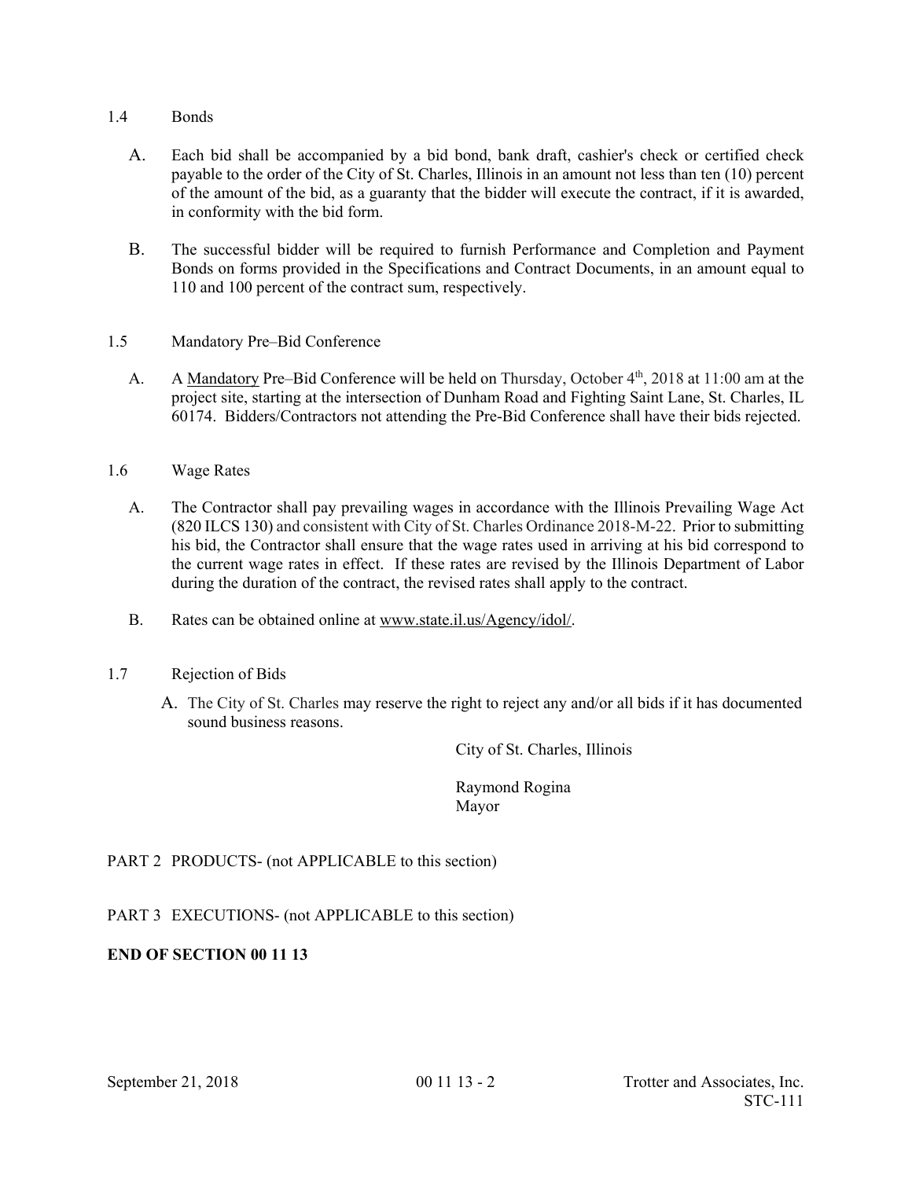1.4 Bonds

A. Each bid shall be accompanied by a bid bond, bank draft, cashier's check or certified check payable to the order of the City of St. Charles, Illinois in an amount not less than ten (10) percent of the amount of the bid, as a guaranty that the bidder will execute the contract, if it is awarded, in conformity with the bid form.

B. The successful bidder will be required to furnish Performance and Completion and Payment Bonds on forms provided in the Specifications and Contract Documents, in an amount equal to 110 and 100 percent of the contract sum, respectively.

1.5 Mandatory Pre–Bid Conference

A. A Mandatory Pre–Bid Conference will be held on Thursday, October 4th, 2018 at 11:00 am at the project site, starting at the intersection of Dunham Road and Fighting Saint Lane, St. Charles, IL 60174. Bidders/Contractors not attending the Pre-Bid Conference shall have their bids rejected.

1.6 Wage Rates

A. The Contractor shall pay prevailing wages in accordance with the Illinois Prevailing Wage Act (820 ILCS 130) and consistent with City of St. Charles Ordinance 2018-M-22. Prior to submitting his bid, the Contractor shall ensure that the wage rates used in arriving at his bid correspond to the current wage rates in effect. If these rates are revised by the Illinois Department of Labor during the duration of the contract, the revised rates shall apply to the contract.

B. Rates can be obtained online at www.state.il.us/Agency/idol/.

1.7 Rejection of Bids

A. The City of St. Charles may reserve the right to reject any and/or all bids if it has documented sound business reasons.

City of St. Charles, Illinois

Raymond Rogina
Mayor

PART 2 PRODUCTS- (not APPLICABLE to this section)

PART 3 EXECUTIONS- (not APPLICABLE to this section)

**END OF SECTION 00 11 13**